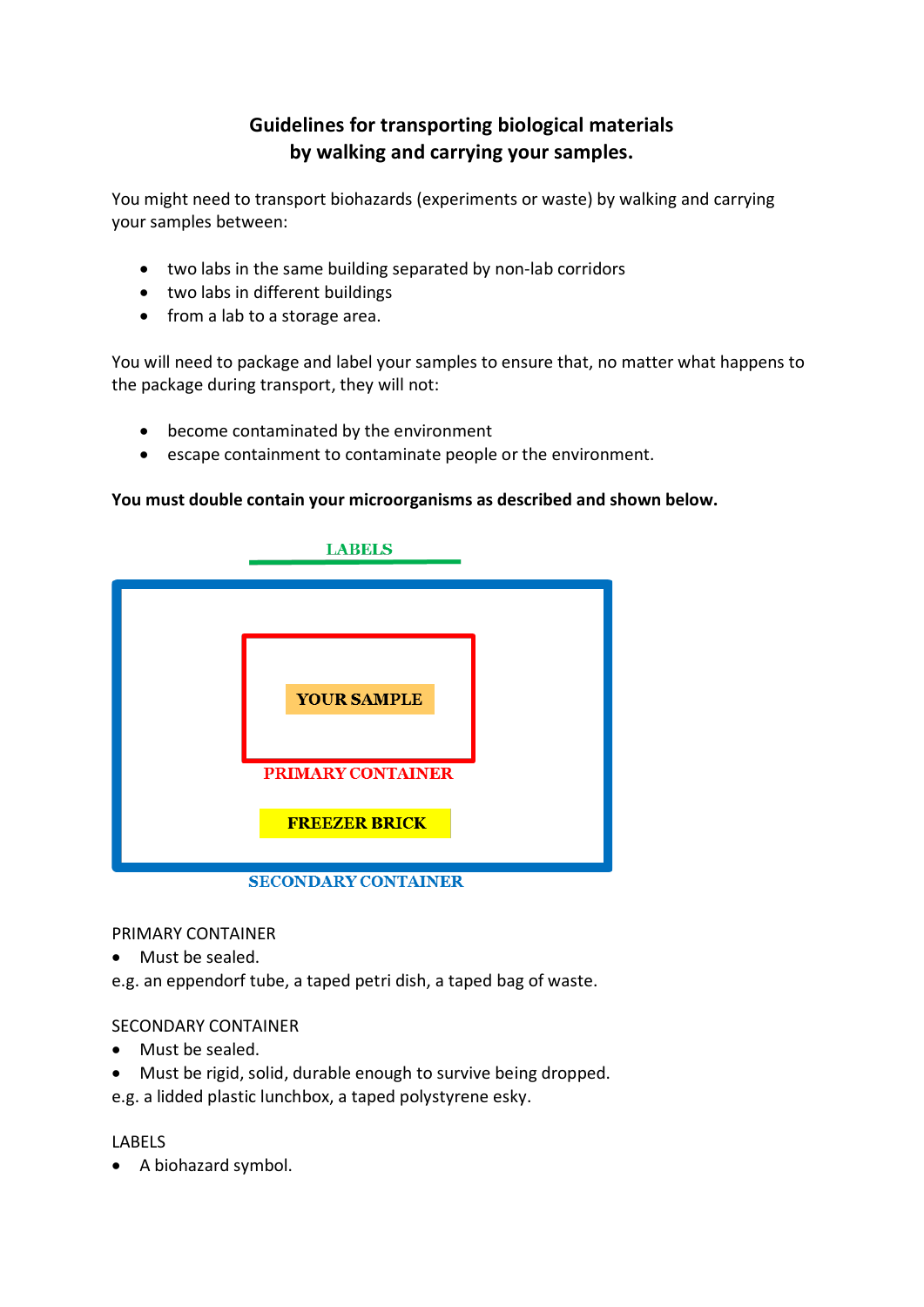# Guidelines for transporting biological materials by walking and carrying your samples.

You might need to transport biohazards (experiments or waste) by walking and carrying your samples between:

- two labs in the same building separated by non-lab corridors
- two labs in different buildings
- from a lab to a storage area.

You will need to package and label your samples to ensure that, no matter what happens to the package during transport, they will not:

- become contaminated by the environment
- escape containment to contaminate people or the environment.

**You must double contain your microorganisms as described and shown below.**

LABELS

YOUR SAMPLE

PRIMARY CONTAINER

FREEZER BRICK

SECONDARY CONTAINER

PRIMARY CONTAINER

- Must be sealed.

e.g. an eppendorf tube, a taped petri dish, a taped bag of waste.

SECONDARY CONTAINER

- Must be sealed.
- Must be rigid, solid, durable enough to survive being dropped.

e.g. a lidded plastic lunchbox, a taped polystyrene esky.

LABELS

- A biohazard symbol.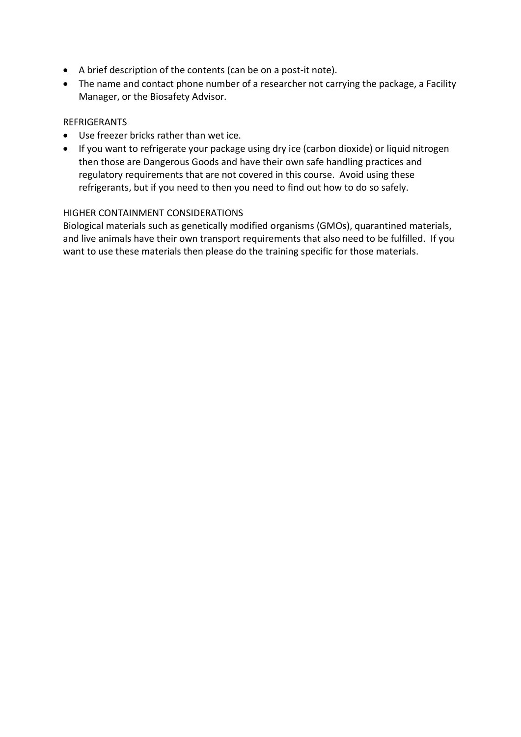- A brief description of the contents (can be on a post-it note).
- The name and contact phone number of a researcher not carrying the package, a Facility Manager, or the Biosafety Advisor.

REFRIGERANTS

- Use freezer bricks rather than wet ice.
- If you want to refrigerate your package using dry ice (carbon dioxide) or liquid nitrogen then those are Dangerous Goods and have their own safe handling practices and regulatory requirements that are not covered in this course. Avoid using these refrigerants, but if you need to then you need to find out how to do so safely.

HIGHER CONTAINMENT CONSIDERATIONS

Biological materials such as genetically modified organisms (GMOs), quarantined materials, and live animals have their own transport requirements that also need to be fulfilled. If you want to use these materials then please do the training specific for those materials.